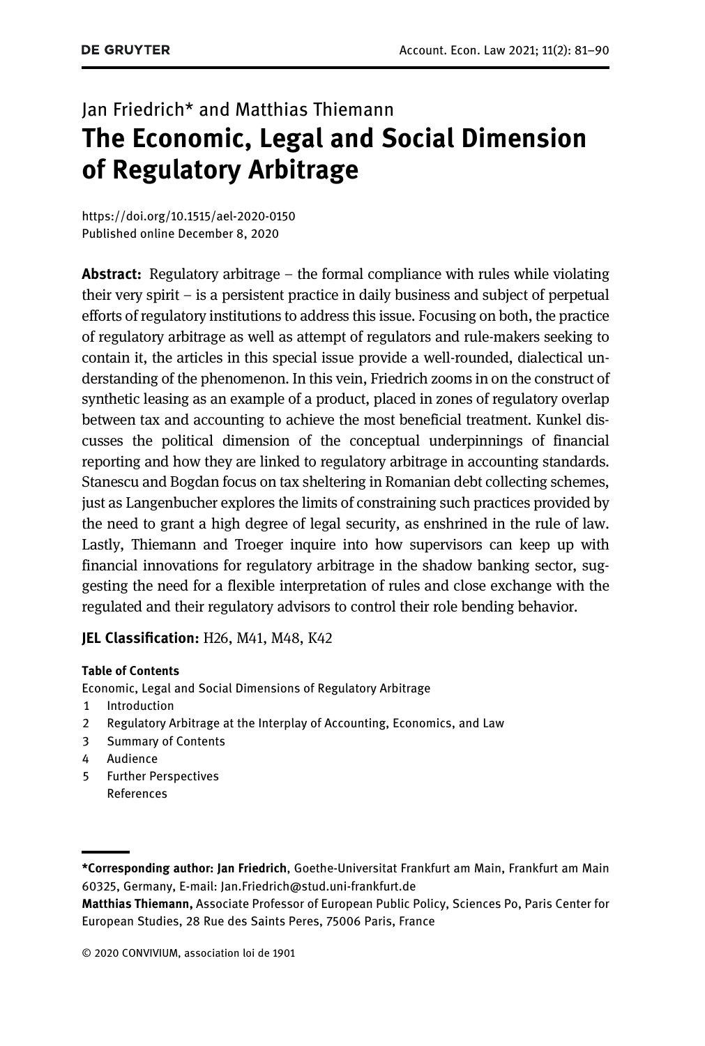Jan Friedrich* and Matthias Thiemann

# The Economic, Legal and Social Dimension of Regulatory Arbitrage

https://doi.org/10.1515/ael-2020-0150
Published online December 8, 2020

**Abstract:** Regulatory arbitrage – the formal compliance with rules while violating their very spirit – is a persistent practice in daily business and subject of perpetual efforts of regulatory institutions to address this issue. Focusing on both, the practice of regulatory arbitrage as well as attempt of regulators and rule-makers seeking to contain it, the articles in this special issue provide a well-rounded, dialectical understanding of the phenomenon. In this vein, Friedrich zooms in on the construct of synthetic leasing as an example of a product, placed in zones of regulatory overlap between tax and accounting to achieve the most beneficial treatment. Kunkel discusses the political dimension of the conceptual underpinnings of financial reporting and how they are linked to regulatory arbitrage in accounting standards. Stanescu and Bogdan focus on tax sheltering in Romanian debt collecting schemes, just as Langenbucher explores the limits of constraining such practices provided by the need to grant a high degree of legal security, as enshrined in the rule of law. Lastly, Thiemann and Troeger inquire into how supervisors can keep up with financial innovations for regulatory arbitrage in the shadow banking sector, suggesting the need for a flexible interpretation of rules and close exchange with the regulated and their regulatory advisors to control their role bending behavior.

**JEL Classification:** H26, M41, M48, K42

**Table of Contents**

Economic, Legal and Social Dimensions of Regulatory Arbitrage

1 Introduction
2 Regulatory Arbitrage at the Interplay of Accounting, Economics, and Law
3 Summary of Contents
4 Audience
5 Further Perspectives

References

---

***Corresponding author: Jan Friedrich**, Goethe-Universitat Frankfurt am Main, Frankfurt am Main 60325, Germany, E-mail: Jan.Friedrich@stud.uni-frankfurt.de

**Matthias Thiemann,** Associate Professor of European Public Policy, Sciences Po, Paris Center for European Studies, 28 Rue des Saints Peres, 75006 Paris, France

© 2020 CONVIVIUM, association loi de 1901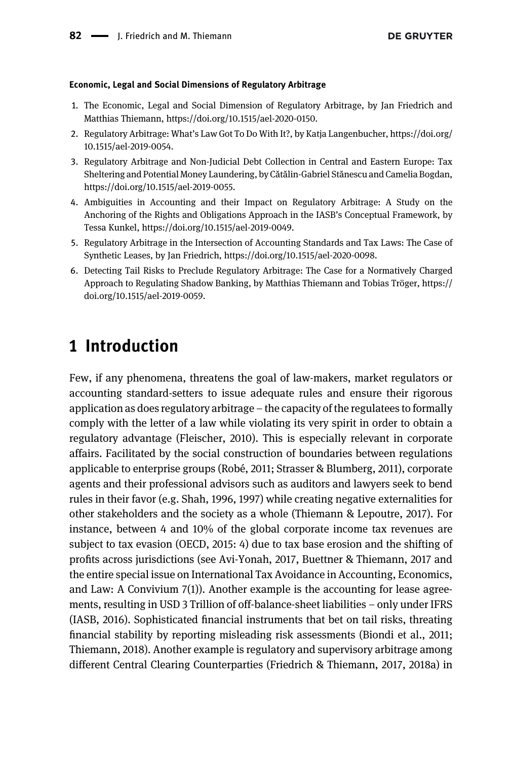**Economic, Legal and Social Dimensions of Regulatory Arbitrage**

1. The Economic, Legal and Social Dimension of Regulatory Arbitrage, by Jan Friedrich and Matthias Thiemann, https://doi.org/10.1515/ael-2020-0150.
2. Regulatory Arbitrage: What's Law Got To Do With It?, by Katja Langenbucher, https://doi.org/10.1515/ael-2019-0054.
3. Regulatory Arbitrage and Non-Judicial Debt Collection in Central and Eastern Europe: Tax Sheltering and Potential Money Laundering, by Cătălin-Gabriel Stănescu and Camelia Bogdan, https://doi.org/10.1515/ael-2019-0055.
4. Ambiguities in Accounting and their Impact on Regulatory Arbitrage: A Study on the Anchoring of the Rights and Obligations Approach in the IASB's Conceptual Framework, by Tessa Kunkel, https://doi.org/10.1515/ael-2019-0049.
5. Regulatory Arbitrage in the Intersection of Accounting Standards and Tax Laws: The Case of Synthetic Leases, by Jan Friedrich, https://doi.org/10.1515/ael-2020-0098.
6. Detecting Tail Risks to Preclude Regulatory Arbitrage: The Case for a Normatively Charged Approach to Regulating Shadow Banking, by Matthias Thiemann and Tobias Tröger, https://doi.org/10.1515/ael-2019-0059.

# 1 Introduction

Few, if any phenomena, threatens the goal of law-makers, market regulators or accounting standard-setters to issue adequate rules and ensure their rigorous application as does regulatory arbitrage – the capacity of the regulatees to formally comply with the letter of a law while violating its very spirit in order to obtain a regulatory advantage (Fleischer, 2010). This is especially relevant in corporate affairs. Facilitated by the social construction of boundaries between regulations applicable to enterprise groups (Robé, 2011; Strasser & Blumberg, 2011), corporate agents and their professional advisors such as auditors and lawyers seek to bend rules in their favor (e.g. Shah, 1996, 1997) while creating negative externalities for other stakeholders and the society as a whole (Thiemann & Lepoutre, 2017). For instance, between 4 and 10% of the global corporate income tax revenues are subject to tax evasion (OECD, 2015: 4) due to tax base erosion and the shifting of profits across jurisdictions (see Avi-Yonah, 2017, Buettner & Thiemann, 2017 and the entire special issue on International Tax Avoidance in Accounting, Economics, and Law: A Convivium 7(1)). Another example is the accounting for lease agreements, resulting in USD 3 Trillion of off-balance-sheet liabilities – only under IFRS (IASB, 2016). Sophisticated financial instruments that bet on tail risks, threating financial stability by reporting misleading risk assessments (Biondi et al., 2011; Thiemann, 2018). Another example is regulatory and supervisory arbitrage among different Central Clearing Counterparties (Friedrich & Thiemann, 2017, 2018a) in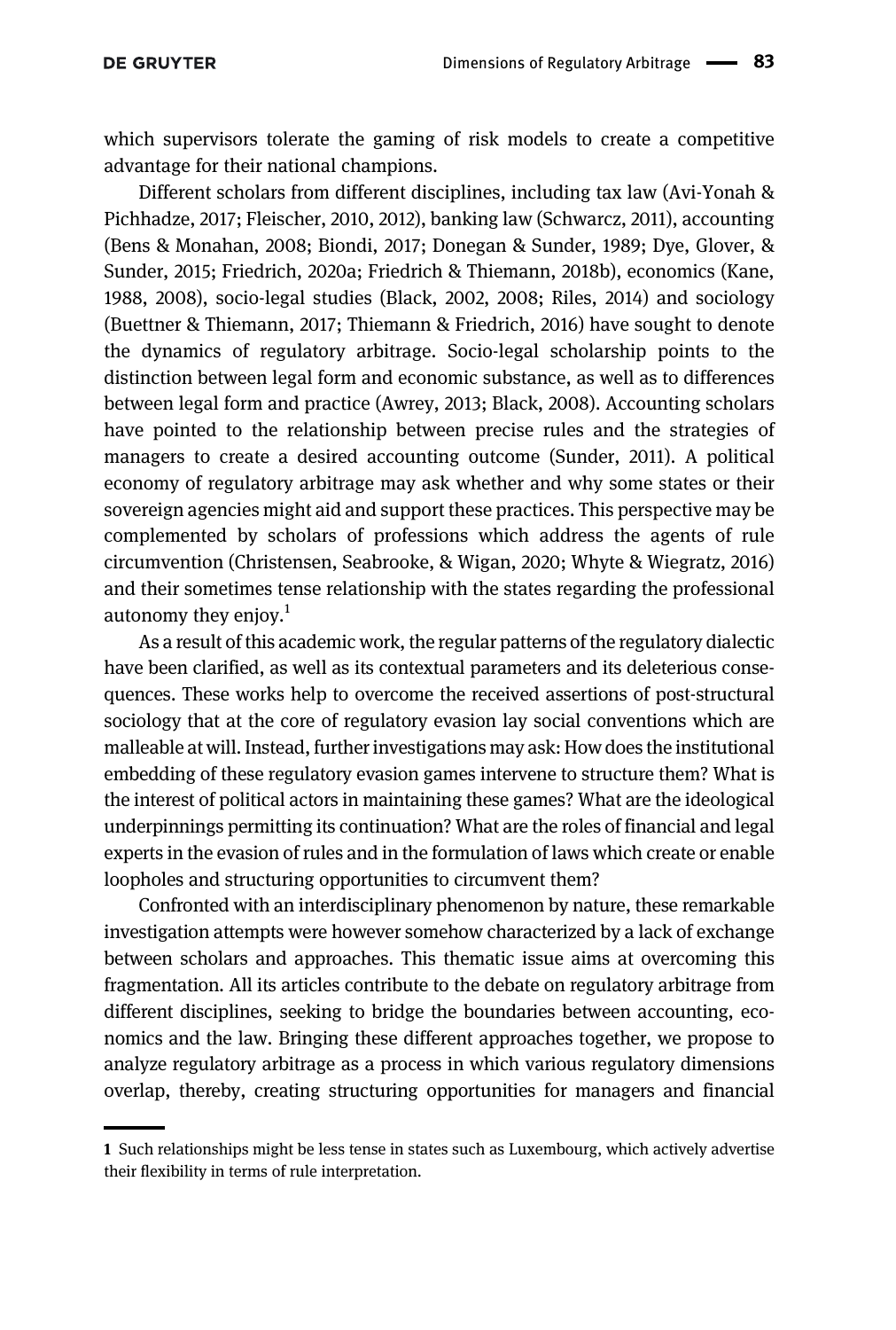which supervisors tolerate the gaming of risk models to create a competitive advantage for their national champions.

Different scholars from different disciplines, including tax law (Avi-Yonah & Pichhadze, 2017; Fleischer, 2010, 2012), banking law (Schwarcz, 2011), accounting (Bens & Monahan, 2008; Biondi, 2017; Donegan & Sunder, 1989; Dye, Glover, & Sunder, 2015; Friedrich, 2020a; Friedrich & Thiemann, 2018b), economics (Kane, 1988, 2008), socio-legal studies (Black, 2002, 2008; Riles, 2014) and sociology (Buettner & Thiemann, 2017; Thiemann & Friedrich, 2016) have sought to denote the dynamics of regulatory arbitrage. Socio-legal scholarship points to the distinction between legal form and economic substance, as well as to differences between legal form and practice (Awrey, 2013; Black, 2008). Accounting scholars have pointed to the relationship between precise rules and the strategies of managers to create a desired accounting outcome (Sunder, 2011). A political economy of regulatory arbitrage may ask whether and why some states or their sovereign agencies might aid and support these practices. This perspective may be complemented by scholars of professions which address the agents of rule circumvention (Christensen, Seabrooke, & Wigan, 2020; Whyte & Wiegratz, 2016) and their sometimes tense relationship with the states regarding the professional autonomy they enjoy.[1]

As a result of this academic work, the regular patterns of the regulatory dialectic have been clarified, as well as its contextual parameters and its deleterious consequences. These works help to overcome the received assertions of post-structural sociology that at the core of regulatory evasion lay social conventions which are malleable at will. Instead, further investigations may ask: How does the institutional embedding of these regulatory evasion games intervene to structure them? What is the interest of political actors in maintaining these games? What are the ideological underpinnings permitting its continuation? What are the roles of financial and legal experts in the evasion of rules and in the formulation of laws which create or enable loopholes and structuring opportunities to circumvent them?

Confronted with an interdisciplinary phenomenon by nature, these remarkable investigation attempts were however somehow characterized by a lack of exchange between scholars and approaches. This thematic issue aims at overcoming this fragmentation. All its articles contribute to the debate on regulatory arbitrage from different disciplines, seeking to bridge the boundaries between accounting, economics and the law. Bringing these different approaches together, we propose to analyze regulatory arbitrage as a process in which various regulatory dimensions overlap, thereby, creating structuring opportunities for managers and financial

[1] Such relationships might be less tense in states such as Luxembourg, which actively advertise their flexibility in terms of rule interpretation.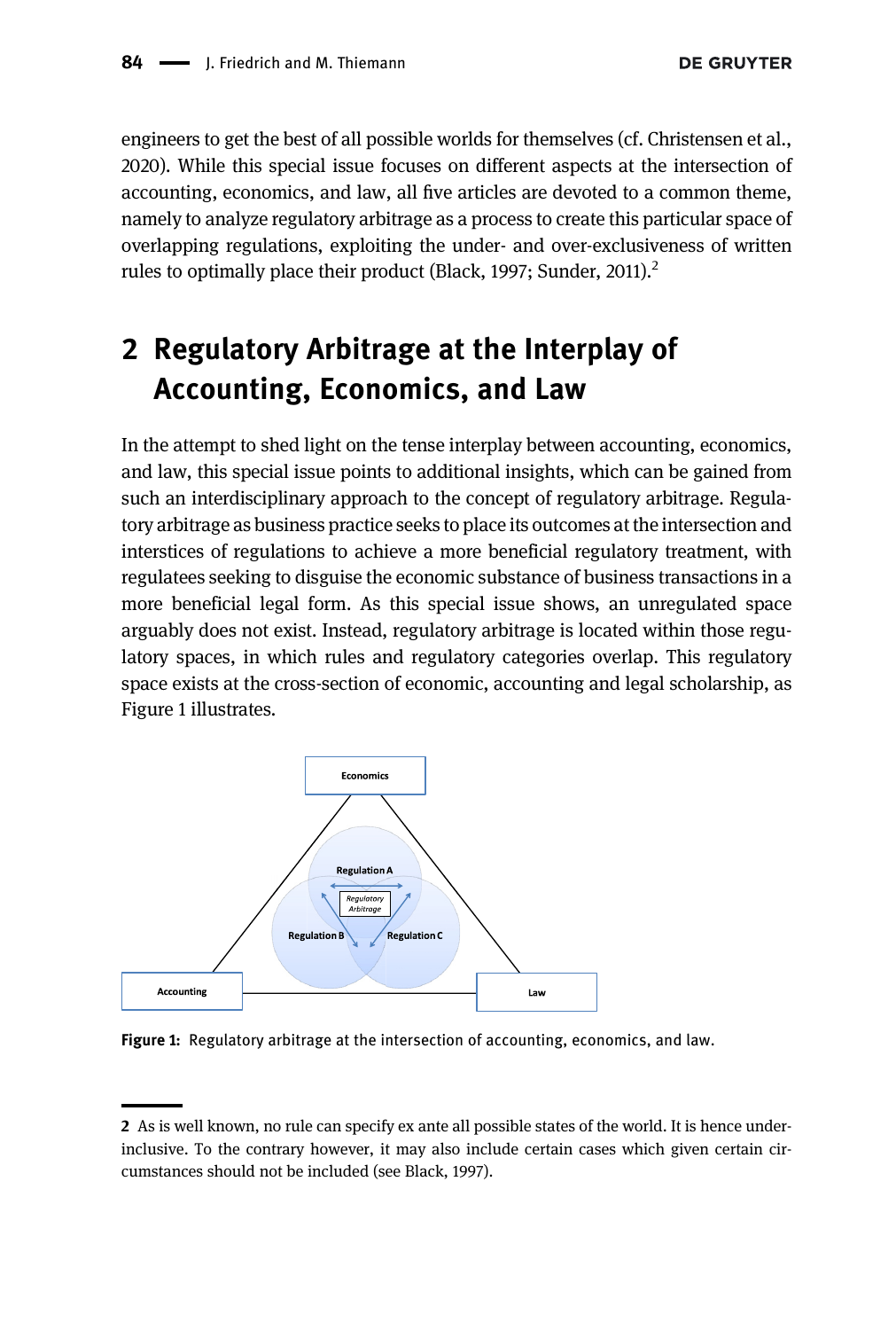engineers to get the best of all possible worlds for themselves (cf. Christensen et al., 2020). While this special issue focuses on different aspects at the intersection of accounting, economics, and law, all five articles are devoted to a common theme, namely to analyze regulatory arbitrage as a process to create this particular space of overlapping regulations, exploiting the under- and over-exclusiveness of written rules to optimally place their product (Black, 1997; Sunder, 2011).[2]

## 2 Regulatory Arbitrage at the Interplay of Accounting, Economics, and Law

In the attempt to shed light on the tense interplay between accounting, economics, and law, this special issue points to additional insights, which can be gained from such an interdisciplinary approach to the concept of regulatory arbitrage. Regulatory arbitrage as business practice seeks to place its outcomes at the intersection and interstices of regulations to achieve a more beneficial regulatory treatment, with regulatees seeking to disguise the economic substance of business transactions in a more beneficial legal form. As this special issue shows, an unregulated space arguably does not exist. Instead, regulatory arbitrage is located within those regulatory spaces, in which rules and regulatory categories overlap. This regulatory space exists at the cross-section of economic, accounting and legal scholarship, as Figure 1 illustrates.

**Figure 1:** Regulatory arbitrage at the intersection of accounting, economics, and law.

2 As is well known, no rule can specify ex ante all possible states of the world. It is hence under-inclusive. To the contrary however, it may also include certain cases which given certain circumstances should not be included (see Black, 1997).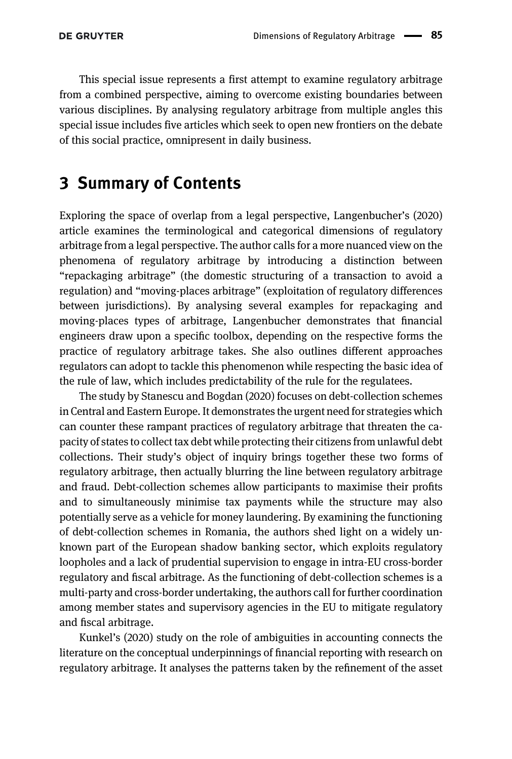This special issue represents a first attempt to examine regulatory arbitrage from a combined perspective, aiming to overcome existing boundaries between various disciplines. By analysing regulatory arbitrage from multiple angles this special issue includes five articles which seek to open new frontiers on the debate of this social practice, omnipresent in daily business.

## 3 Summary of Contents

Exploring the space of overlap from a legal perspective, Langenbucher's (2020) article examines the terminological and categorical dimensions of regulatory arbitrage from a legal perspective. The author calls for a more nuanced view on the phenomena of regulatory arbitrage by introducing a distinction between "repackaging arbitrage" (the domestic structuring of a transaction to avoid a regulation) and "moving-places arbitrage" (exploitation of regulatory differences between jurisdictions). By analysing several examples for repackaging and moving-places types of arbitrage, Langenbucher demonstrates that financial engineers draw upon a specific toolbox, depending on the respective forms the practice of regulatory arbitrage takes. She also outlines different approaches regulators can adopt to tackle this phenomenon while respecting the basic idea of the rule of law, which includes predictability of the rule for the regulatees.

The study by Stanescu and Bogdan (2020) focuses on debt-collection schemes in Central and Eastern Europe. It demonstrates the urgent need for strategies which can counter these rampant practices of regulatory arbitrage that threaten the capacity of states to collect tax debt while protecting their citizens from unlawful debt collections. Their study's object of inquiry brings together these two forms of regulatory arbitrage, then actually blurring the line between regulatory arbitrage and fraud. Debt-collection schemes allow participants to maximise their profits and to simultaneously minimise tax payments while the structure may also potentially serve as a vehicle for money laundering. By examining the functioning of debt-collection schemes in Romania, the authors shed light on a widely unknown part of the European shadow banking sector, which exploits regulatory loopholes and a lack of prudential supervision to engage in intra-EU cross-border regulatory and fiscal arbitrage. As the functioning of debt-collection schemes is a multi-party and cross-border undertaking, the authors call for further coordination among member states and supervisory agencies in the EU to mitigate regulatory and fiscal arbitrage.

Kunkel's (2020) study on the role of ambiguities in accounting connects the literature on the conceptual underpinnings of financial reporting with research on regulatory arbitrage. It analyses the patterns taken by the refinement of the asset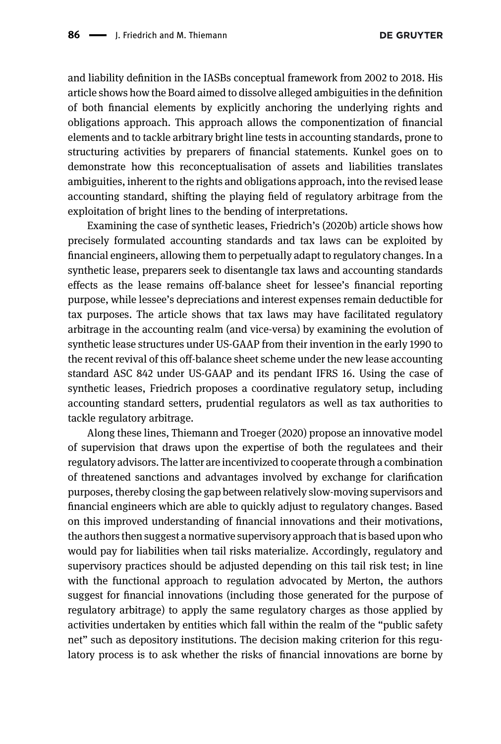and liability definition in the IASBs conceptual framework from 2002 to 2018. His article shows how the Board aimed to dissolve alleged ambiguities in the definition of both financial elements by explicitly anchoring the underlying rights and obligations approach. This approach allows the componentization of financial elements and to tackle arbitrary bright line tests in accounting standards, prone to structuring activities by preparers of financial statements. Kunkel goes on to demonstrate how this reconceptualisation of assets and liabilities translates ambiguities, inherent to the rights and obligations approach, into the revised lease accounting standard, shifting the playing field of regulatory arbitrage from the exploitation of bright lines to the bending of interpretations.

Examining the case of synthetic leases, Friedrich's (2020b) article shows how precisely formulated accounting standards and tax laws can be exploited by financial engineers, allowing them to perpetually adapt to regulatory changes. In a synthetic lease, preparers seek to disentangle tax laws and accounting standards effects as the lease remains off-balance sheet for lessee's financial reporting purpose, while lessee's depreciations and interest expenses remain deductible for tax purposes. The article shows that tax laws may have facilitated regulatory arbitrage in the accounting realm (and vice-versa) by examining the evolution of synthetic lease structures under US-GAAP from their invention in the early 1990 to the recent revival of this off-balance sheet scheme under the new lease accounting standard ASC 842 under US-GAAP and its pendant IFRS 16. Using the case of synthetic leases, Friedrich proposes a coordinative regulatory setup, including accounting standard setters, prudential regulators as well as tax authorities to tackle regulatory arbitrage.

Along these lines, Thiemann and Troeger (2020) propose an innovative model of supervision that draws upon the expertise of both the regulatees and their regulatory advisors. The latter are incentivized to cooperate through a combination of threatened sanctions and advantages involved by exchange for clarification purposes, thereby closing the gap between relatively slow-moving supervisors and financial engineers which are able to quickly adjust to regulatory changes. Based on this improved understanding of financial innovations and their motivations, the authors then suggest a normative supervisory approach that is based upon who would pay for liabilities when tail risks materialize. Accordingly, regulatory and supervisory practices should be adjusted depending on this tail risk test; in line with the functional approach to regulation advocated by Merton, the authors suggest for financial innovations (including those generated for the purpose of regulatory arbitrage) to apply the same regulatory charges as those applied by activities undertaken by entities which fall within the realm of the "public safety net" such as depository institutions. The decision making criterion for this regulatory process is to ask whether the risks of financial innovations are borne by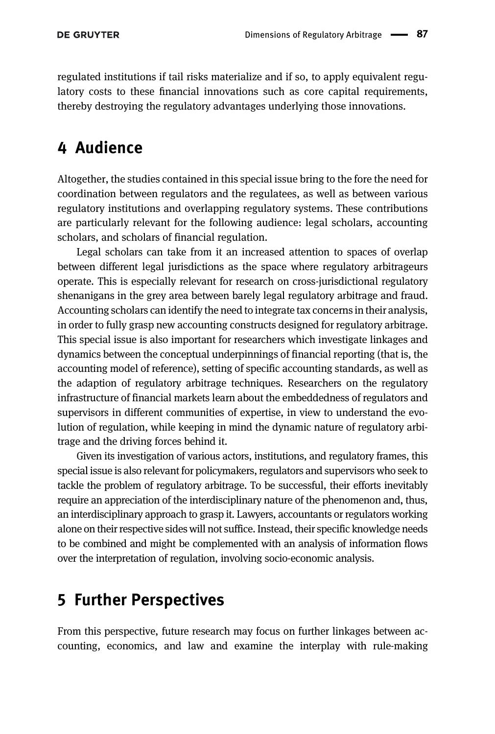regulated institutions if tail risks materialize and if so, to apply equivalent regulatory costs to these financial innovations such as core capital requirements, thereby destroying the regulatory advantages underlying those innovations.

## 4 Audience

Altogether, the studies contained in this special issue bring to the fore the need for coordination between regulators and the regulatees, as well as between various regulatory institutions and overlapping regulatory systems. These contributions are particularly relevant for the following audience: legal scholars, accounting scholars, and scholars of financial regulation.

Legal scholars can take from it an increased attention to spaces of overlap between different legal jurisdictions as the space where regulatory arbitrageurs operate. This is especially relevant for research on cross-jurisdictional regulatory shenanigans in the grey area between barely legal regulatory arbitrage and fraud. Accounting scholars can identify the need to integrate tax concerns in their analysis, in order to fully grasp new accounting constructs designed for regulatory arbitrage. This special issue is also important for researchers which investigate linkages and dynamics between the conceptual underpinnings of financial reporting (that is, the accounting model of reference), setting of specific accounting standards, as well as the adaption of regulatory arbitrage techniques. Researchers on the regulatory infrastructure of financial markets learn about the embeddedness of regulators and supervisors in different communities of expertise, in view to understand the evolution of regulation, while keeping in mind the dynamic nature of regulatory arbitrage and the driving forces behind it.

Given its investigation of various actors, institutions, and regulatory frames, this special issue is also relevant for policymakers, regulators and supervisors who seek to tackle the problem of regulatory arbitrage. To be successful, their efforts inevitably require an appreciation of the interdisciplinary nature of the phenomenon and, thus, an interdisciplinary approach to grasp it. Lawyers, accountants or regulators working alone on their respective sides will not suffice. Instead, their specific knowledge needs to be combined and might be complemented with an analysis of information flows over the interpretation of regulation, involving socio-economic analysis.

## 5 Further Perspectives

From this perspective, future research may focus on further linkages between accounting, economics, and law and examine the interplay with rule-making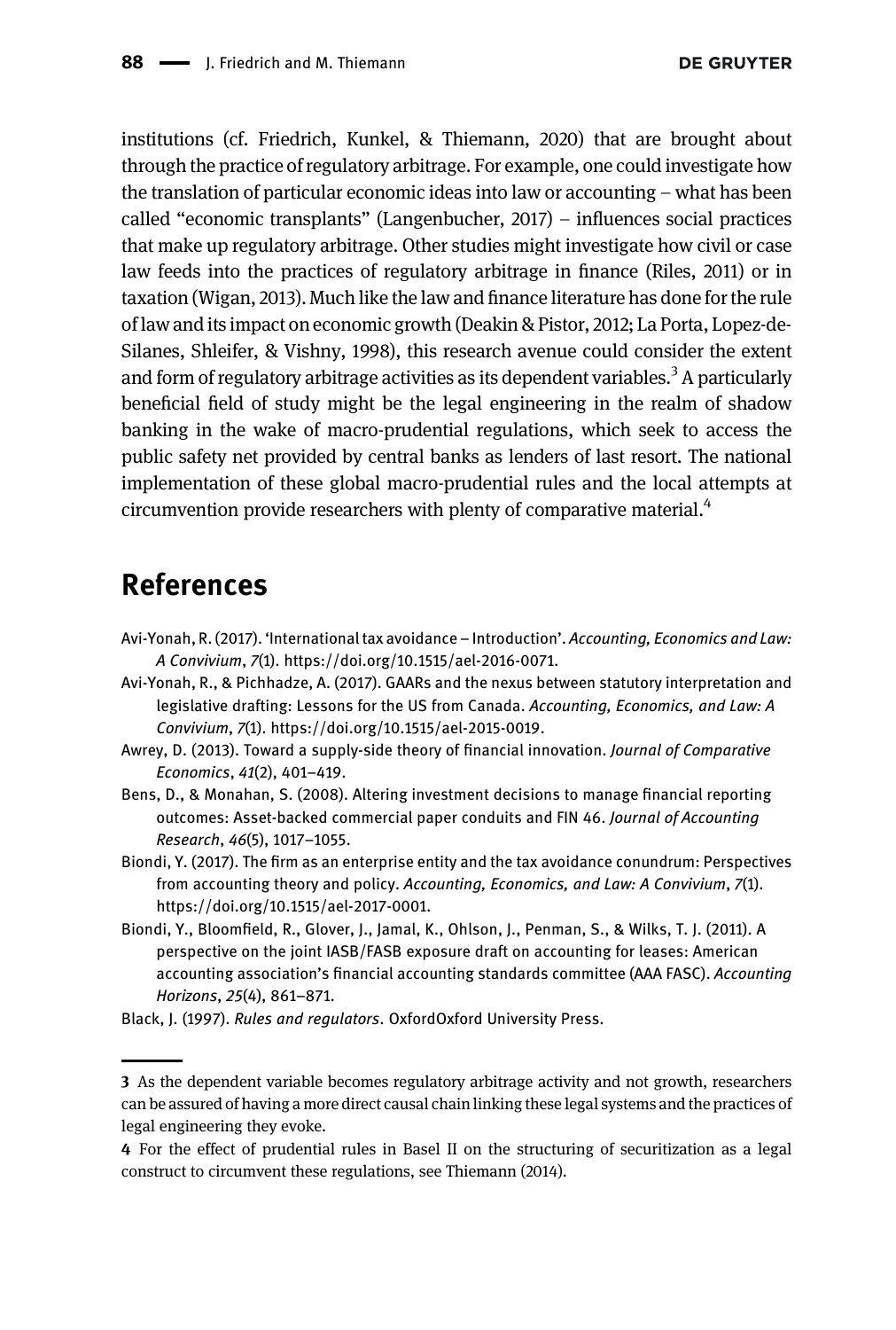institutions (cf. Friedrich, Kunkel, & Thiemann, 2020) that are brought about through the practice of regulatory arbitrage. For example, one could investigate how the translation of particular economic ideas into law or accounting – what has been called "economic transplants" (Langenbucher, 2017) – influences social practices that make up regulatory arbitrage. Other studies might investigate how civil or case law feeds into the practices of regulatory arbitrage in finance (Riles, 2011) or in taxation (Wigan, 2013). Much like the law and finance literature has done for the rule of law and its impact on economic growth (Deakin & Pistor, 2012; La Porta, Lopez-de-Silanes, Shleifer, & Vishny, 1998), this research avenue could consider the extent and form of regulatory arbitrage activities as its dependent variables.[3] A particularly beneficial field of study might be the legal engineering in the realm of shadow banking in the wake of macro-prudential regulations, which seek to access the public safety net provided by central banks as lenders of last resort. The national implementation of these global macro-prudential rules and the local attempts at circumvention provide researchers with plenty of comparative material.[4]

## References

Avi-Yonah, R. (2017). 'International tax avoidance – Introduction'. *Accounting, Economics and Law: A Convivium*, *7*(1). https://doi.org/10.1515/ael-2016-0071.

Avi-Yonah, R., & Pichhadze, A. (2017). GAARs and the nexus between statutory interpretation and legislative drafting: Lessons for the US from Canada. *Accounting, Economics, and Law: A Convivium*, *7*(1). https://doi.org/10.1515/ael-2015-0019.

Awrey, D. (2013). Toward a supply-side theory of financial innovation. *Journal of Comparative Economics*, *41*(2), 401–419.

Bens, D., & Monahan, S. (2008). Altering investment decisions to manage financial reporting outcomes: Asset-backed commercial paper conduits and FIN 46. *Journal of Accounting Research*, *46*(5), 1017–1055.

Biondi, Y. (2017). The firm as an enterprise entity and the tax avoidance conundrum: Perspectives from accounting theory and policy. *Accounting, Economics, and Law: A Convivium*, *7*(1). https://doi.org/10.1515/ael-2017-0001.

Biondi, Y., Bloomfield, R., Glover, J., Jamal, K., Ohlson, J., Penman, S., & Wilks, T. J. (2011). A perspective on the joint IASB/FASB exposure draft on accounting for leases: American accounting association's financial accounting standards committee (AAA FASC). *Accounting Horizons*, *25*(4), 861–871.

Black, J. (1997). *Rules and regulators*. OxfordOxford University Press.

---

3 As the dependent variable becomes regulatory arbitrage activity and not growth, researchers can be assured of having a more direct causal chain linking these legal systems and the practices of legal engineering they evoke.

4 For the effect of prudential rules in Basel II on the structuring of securitization as a legal construct to circumvent these regulations, see Thiemann (2014).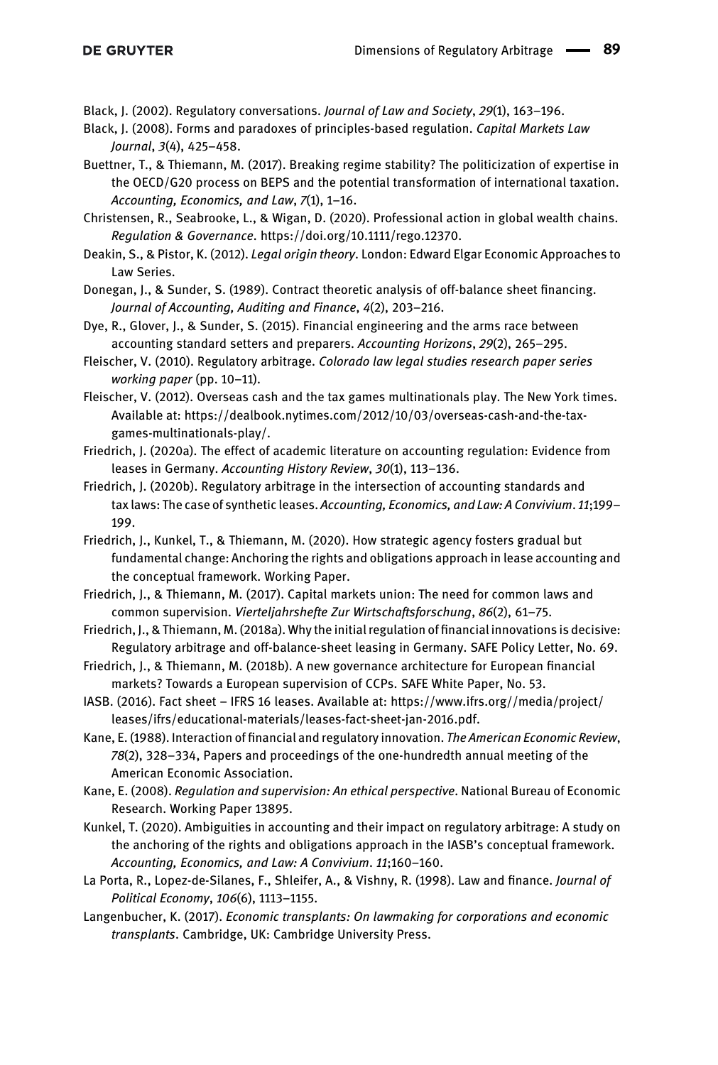Black, J. (2002). Regulatory conversations. *Journal of Law and Society*, *29*(1), 163–196.

Black, J. (2008). Forms and paradoxes of principles-based regulation. *Capital Markets Law Journal*, *3*(4), 425–458.

Buettner, T., & Thiemann, M. (2017). Breaking regime stability? The politicization of expertise in the OECD/G20 process on BEPS and the potential transformation of international taxation. *Accounting, Economics, and Law*, *7*(1), 1–16.

Christensen, R., Seabrooke, L., & Wigan, D. (2020). Professional action in global wealth chains. *Regulation & Governance*. https://doi.org/10.1111/rego.12370.

Deakin, S., & Pistor, K. (2012). *Legal origin theory*. London: Edward Elgar Economic Approaches to Law Series.

Donegan, J., & Sunder, S. (1989). Contract theoretic analysis of off-balance sheet financing. *Journal of Accounting, Auditing and Finance*, *4*(2), 203–216.

Dye, R., Glover, J., & Sunder, S. (2015). Financial engineering and the arms race between accounting standard setters and preparers. *Accounting Horizons*, *29*(2), 265–295.

Fleischer, V. (2010). Regulatory arbitrage. *Colorado law legal studies research paper series working paper* (pp. 10–11).

Fleischer, V. (2012). Overseas cash and the tax games multinationals play. The New York times. Available at: https://dealbook.nytimes.com/2012/10/03/overseas-cash-and-the-tax-games-multinationals-play/.

Friedrich, J. (2020a). The effect of academic literature on accounting regulation: Evidence from leases in Germany. *Accounting History Review*, *30*(1), 113–136.

Friedrich, J. (2020b). Regulatory arbitrage in the intersection of accounting standards and tax laws: The case of synthetic leases. *Accounting, Economics, and Law: A Convivium*. *11*;199–199.

Friedrich, J., Kunkel, T., & Thiemann, M. (2020). How strategic agency fosters gradual but fundamental change: Anchoring the rights and obligations approach in lease accounting and the conceptual framework. Working Paper.

Friedrich, J., & Thiemann, M. (2017). Capital markets union: The need for common laws and common supervision. *Vierteljahrshefte Zur Wirtschaftsforschung*, *86*(2), 61–75.

Friedrich, J., & Thiemann, M. (2018a). Why the initial regulation of financial innovations is decisive: Regulatory arbitrage and off-balance-sheet leasing in Germany. SAFE Policy Letter, No. 69.

Friedrich, J., & Thiemann, M. (2018b). A new governance architecture for European financial markets? Towards a European supervision of CCPs. SAFE White Paper, No. 53.

IASB. (2016). Fact sheet – IFRS 16 leases. Available at: https://www.ifrs.org//media/project/leases/ifrs/educational-materials/leases-fact-sheet-jan-2016.pdf.

Kane, E. (1988). Interaction of financial and regulatory innovation. *The American Economic Review*, *78*(2), 328–334, Papers and proceedings of the one-hundredth annual meeting of the American Economic Association.

Kane, E. (2008). *Regulation and supervision: An ethical perspective*. National Bureau of Economic Research. Working Paper 13895.

Kunkel, T. (2020). Ambiguities in accounting and their impact on regulatory arbitrage: A study on the anchoring of the rights and obligations approach in the IASB's conceptual framework. *Accounting, Economics, and Law: A Convivium*. *11*;160–160.

La Porta, R., Lopez-de-Silanes, F., Shleifer, A., & Vishny, R. (1998). Law and finance. *Journal of Political Economy*, *106*(6), 1113–1155.

Langenbucher, K. (2017). *Economic transplants: On lawmaking for corporations and economic transplants*. Cambridge, UK: Cambridge University Press.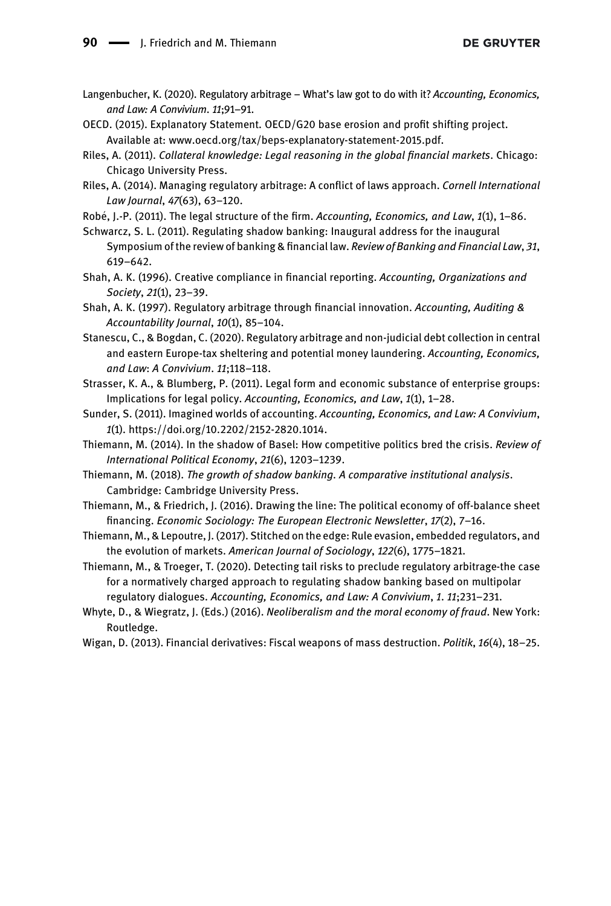Langenbucher, K. (2020). Regulatory arbitrage – What's law got to do with it? *Accounting, Economics, and Law: A Convivium*. *11*;91–91.

OECD. (2015). Explanatory Statement. OECD/G20 base erosion and profit shifting project. Available at: www.oecd.org/tax/beps-explanatory-statement-2015.pdf.

Riles, A. (2011). *Collateral knowledge: Legal reasoning in the global financial markets*. Chicago: Chicago University Press.

Riles, A. (2014). Managing regulatory arbitrage: A conflict of laws approach. *Cornell International Law Journal*, *47*(63), 63–120.

Robé, J.-P. (2011). The legal structure of the firm. *Accounting, Economics, and Law*, *1*(1), 1–86.

Schwarcz, S. L. (2011). Regulating shadow banking: Inaugural address for the inaugural Symposium of the review of banking & financial law. *Review of Banking and Financial Law*, *31*, 619–642.

Shah, A. K. (1996). Creative compliance in financial reporting. *Accounting, Organizations and Society*, *21*(1), 23–39.

Shah, A. K. (1997). Regulatory arbitrage through financial innovation. *Accounting, Auditing & Accountability Journal*, *10*(1), 85–104.

Stanescu, C., & Bogdan, C. (2020). Regulatory arbitrage and non-judicial debt collection in central and eastern Europe-tax sheltering and potential money laundering. *Accounting, Economics, and Law*: *A Convivium*. *11*;118–118.

Strasser, K. A., & Blumberg, P. (2011). Legal form and economic substance of enterprise groups: Implications for legal policy. *Accounting, Economics, and Law*, *1*(1), 1–28.

Sunder, S. (2011). Imagined worlds of accounting. *Accounting, Economics, and Law: A Convivium*, *1*(1). https://doi.org/10.2202/2152-2820.1014.

Thiemann, M. (2014). In the shadow of Basel: How competitive politics bred the crisis. *Review of International Political Economy*, *21*(6), 1203–1239.

Thiemann, M. (2018). *The growth of shadow banking. A comparative institutional analysis*. Cambridge: Cambridge University Press.

Thiemann, M., & Friedrich, J. (2016). Drawing the line: The political economy of off-balance sheet financing. *Economic Sociology: The European Electronic Newsletter*, *17*(2), 7–16.

Thiemann, M., & Lepoutre, J. (2017). Stitched on the edge: Rule evasion, embedded regulators, and the evolution of markets. *American Journal of Sociology*, *122*(6), 1775–1821.

Thiemann, M., & Troeger, T. (2020). Detecting tail risks to preclude regulatory arbitrage-the case for a normatively charged approach to regulating shadow banking based on multipolar regulatory dialogues. *Accounting, Economics, and Law: A Convivium*, *1*. *11*;231–231.

Whyte, D., & Wiegratz, J. (Eds.) (2016). *Neoliberalism and the moral economy of fraud*. New York: Routledge.

Wigan, D. (2013). Financial derivatives: Fiscal weapons of mass destruction. *Politik*, *16*(4), 18–25.